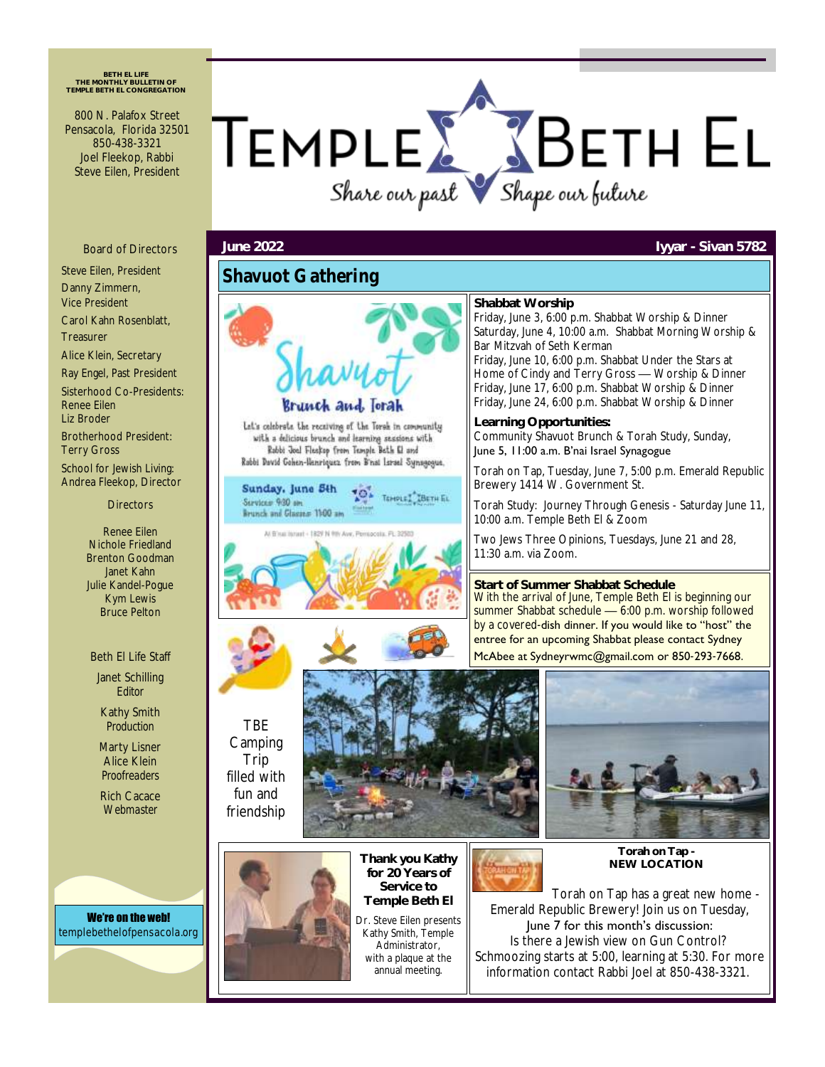BETH EL LIFE
THE MONTHLY BULLETIN OF
TEMPLE BETH EL CONGREGATION

800 N. Palafox Street
Pensacola, Florida 32501
850-438-3321
Joel Fleekop, Rabbi
Steve Eilen, President

# TEMPLE BETH EL

*Share our past Shape our future*

**June 2022** **Iyyar - Sivan 5782**

## Shavuot Gathering

**Shavuot Brunch and Torah**

Let's celebrate the receiving of the Torah in community with a delicious brunch and learning sessions with Rabbi Joel Fleekop from Temple Beth El and Rabbi David Cohen-Henriquez from B'nai Israel Synagogue.

**Sunday, June 5th**
Services 9:30 am
Brunch and Classes 11:00 am

At B'nai Israel - 1829 N 9th Ave, Pensacola, FL 32503

### Shabbat Worship

Friday, June 3, 6:00 p.m. Shabbat Worship & Dinner
Saturday, June 4, 10:00 a.m. Shabbat Morning Worship & Bar Mitzvah of Seth Kerman
Friday, June 10, 6:00 p.m. Shabbat Under the Stars at Home of Cindy and Terry Gross — Worship & Dinner
Friday, June 17, 6:00 p.m. Shabbat Worship & Dinner
Friday, June 24, 6:00 p.m. Shabbat Worship & Dinner

### Learning Opportunities:

Community Shavuot Brunch & Torah Study, Sunday, June 5, 11:00 a.m. B'nai Israel Synagogue

Torah on Tap, Tuesday, June 7, 5:00 p.m. Emerald Republic Brewery 1414 W. Government St.

Torah Study: Journey Through Genesis - Saturday June 11, 10:00 a.m. Temple Beth El & Zoom

Two Jews Three Opinions, Tuesdays, June 21 and 28, 11:30 a.m. via Zoom.

### Start of Summer Shabbat Schedule

With the arrival of June, Temple Beth El is beginning our summer Shabbat schedule — 6:00 p.m. worship followed by a covered-dish dinner. If you would like to "host" the entree for an upcoming Shabbat please contact Sydney McAbee at Sydneyrwmc@gmail.com or 850-293-7668.

TBE Camping Trip filled with fun and friendship

### Thank you Kathy for 20 Years of Service to Temple Beth El

Dr. Steve Eilen presents Kathy Smith, Temple Administrator, with a plaque at the annual meeting.

### Torah on Tap - NEW LOCATION

Torah on Tap has a great new home - Emerald Republic Brewery! Join us on Tuesday, June 7 for this month's discussion: Is there a Jewish view on Gun Control? Schmoozing starts at 5:00, learning at 5:30. For more information contact Rabbi Joel at 850-438-3321.

---

**Board of Directors**

Steve Eilen, President
Danny Zimmern, Vice President
Carol Kahn Rosenblatt, Treasurer
Alice Klein, Secretary
Ray Engel, Past President
Sisterhood Co-Presidents: Renee Eilen, Liz Broder
Brotherhood President: Terry Gross
School for Jewish Living: Andrea Fleekop, Director

**Directors**

Renee Eilen
Nichole Friedland
Brenton Goodman
Janet Kahn
Julie Kandel-Pogue
Kym Lewis
Bruce Pelton

**Beth El Life Staff**

Janet Schilling, Editor
Kathy Smith, Production
Marty Lisner, Alice Klein, Proofreaders
Rich Cacace, Webmaster

**We're on the web!**
templebethelofpensacola.org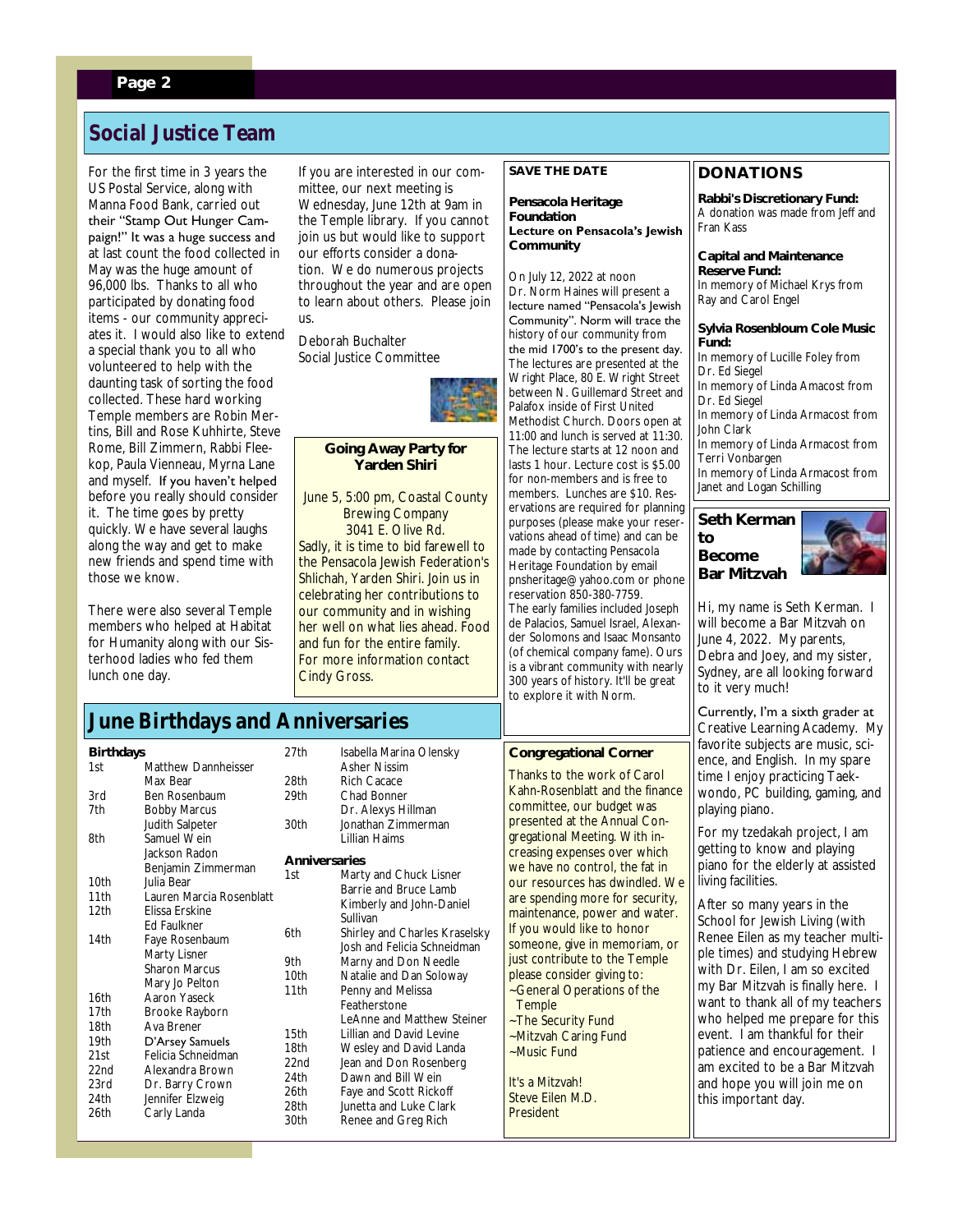## Social Justice Team

For the first time in 3 years the US Postal Service, along with Manna Food Bank, carried out their "Stamp Out Hunger Campaign!" It was a huge success and at last count the food collected in May was the huge amount of 96,000 lbs. Thanks to all who participated by donating food items - our community appreciates it. I would also like to extend a special thank you to all who volunteered to help with the daunting task of sorting the food collected. These hard working Temple members are Robin Mertins, Bill and Rose Kuhhirte, Steve Rome, Bill Zimmern, Rabbi Fleekop, Paula Vienneau, Myrna Lane and myself. If you haven't helped before you really should consider it. The time goes by pretty quickly. We have several laughs along the way and get to make new friends and spend time with those we know.

There were also several Temple members who helped at Habitat for Humanity along with our Sisterhood ladies who fed them lunch one day.

If you are interested in our committee, our next meeting is Wednesday, June 12th at 9am in the Temple library. If you cannot join us but would like to support our efforts consider a donation. We do numerous projects throughout the year and are open to learn about others. Please join us.

Deborah Buchalter
Social Justice Committee

### Going Away Party for Yarden Shiri

June 5, 5:00 pm, Coastal County Brewing Company
3041 E. Olive Rd.

Sadly, it is time to bid farewell to the Pensacola Jewish Federation's Shlichah, Yarden Shiri. Join us in celebrating her contributions to our community and in wishing her well on what lies ahead. Food and fun for the entire family. For more information contact Cindy Gross.

### SAVE THE DATE

**Pensacola Heritage Foundation**
**Lecture on Pensacola's Jewish Community**

On July 12, 2022 at noon Dr. Norm Haines will present a lecture named "Pensacola's Jewish Community". Norm will trace the history of our community from the mid 1700's to the present day. The lectures are presented at the Wright Place, 80 E. Wright Street between N. Guillemard Street and Palafox inside of First United Methodist Church. Doors open at 11:00 and lunch is served at 11:30. The lecture starts at 12 noon and lasts 1 hour. Lecture cost is $5.00 for non-members and is free to members. Lunches are $10. Reservations are required for planning purposes (please make your reservations ahead of time) and can be made by contacting Pensacola Heritage Foundation by email pnsheritage@yahoo.com or phone reservation 850-380-7759.
The early families included Joseph de Palacios, Samuel Israel, Alexander Solomons and Isaac Monsanto (of chemical company fame). Ours is a vibrant community with nearly 300 years of history. It'll be great to explore it with Norm.

### DONATIONS

**Rabbi's Discretionary Fund:**
A donation was made from Jeff and Fran Kass

**Capital and Maintenance Reserve Fund:**
In memory of Michael Krys from Ray and Carol Engel

**Sylvia Rosenbloum Cole Music Fund:**
In memory of Lucille Foley from Dr. Ed Siegel
In memory of Linda Amacost from Dr. Ed Siegel
In memory of Linda Armacost from John Clark
In memory of Linda Armacost from Terri Vonbargen
In memory of Linda Armacost from Janet and Logan Schilling

### Seth Kerman to Become Bar Mitzvah

Hi, my name is Seth Kerman. I will become a Bar Mitzvah on June 4, 2022. My parents, Debra and Joey, and my sister, Sydney, are all looking forward to it very much!

Currently, I'm a sixth grader at Creative Learning Academy. My favorite subjects are music, science, and English. In my spare time I enjoy practicing Taekwondo, PC building, gaming, and playing piano.

For my tzedakah project, I am getting to know and playing piano for the elderly at assisted living facilities.

After so many years in the School for Jewish Living (with Renee Eilen as my teacher multiple times) and studying Hebrew with Dr. Eilen, I am so excited my Bar Mitzvah is finally here. I want to thank all of my teachers who helped me prepare for this event. I am thankful for their patience and encouragement. I am excited to be a Bar Mitzvah and hope you will join me on this important day.

## June Birthdays and Anniversaries

**Birthdays**

| | |
|---|---|
| 1st | Matthew Dannheisser |
| | Max Bear |
| 3rd | Ben Rosenbaum |
| 7th | Bobby Marcus |
| | Judith Salpeter |
| 8th | Samuel Wein |
| | Jackson Radon |
| | Benjamin Zimmerman |
| 10th | Julia Bear |
| 11th | Lauren Marcia Rosenblatt |
| 12th | Elissa Erskine |
| | Ed Faulkner |
| 14th | Faye Rosenbaum |
| | Marty Lisner |
| | Sharon Marcus |
| | Mary Jo Pelton |
| 16th | Aaron Yaseck |
| 17th | Brooke Rayborn |
| 18th | Ava Brener |
| 19th | D'Arsey Samuels |
| 21st | Felicia Schneidman |
| 22nd | Alexandra Brown |
| 23rd | Dr. Barry Crown |
| 24th | Jennifer Elzweig |
| 26th | Carly Landa |
| 27th | Isabella Marina Olensky |
| | Asher Nissim |
| 28th | Rich Cacace |
| 29th | Chad Bonner |
| | Dr. Alexys Hillman |
| 30th | Jonathan Zimmerman |
| | Lillian Haims |

**Anniversaries**

| | |
|---|---|
| 1st | Marty and Chuck Lisner |
| | Barrie and Bruce Lamb |
| | Kimberly and John-Daniel Sullivan |
| 6th | Shirley and Charles Kraselsky |
| | Josh and Felicia Schneidman |
| 9th | Marny and Don Needle |
| 10th | Natalie and Dan Soloway |
| 11th | Penny and Melissa Featherstone |
| | LeAnne and Matthew Steiner |
| 15th | Lillian and David Levine |
| 18th | Wesley and David Landa |
| 22nd | Jean and Don Rosenberg |
| 24th | Dawn and Bill Wein |
| 26th | Faye and Scott Rickoff |
| 28th | Junetta and Luke Clark |
| 30th | Renee and Greg Rich |

### Congregational Corner

Thanks to the work of Carol Kahn-Rosenblatt and the finance committee, our budget was presented at the Annual Congregational Meeting. With increasing expenses over which we have no control, the fat in our resources has dwindled. We are spending more for security, maintenance, power and water. If you would like to honor someone, give in memoriam, or just contribute to the Temple please consider giving to:

~General Operations of the Temple
~The Security Fund
~Mitzvah Caring Fund
~Music Fund

It's a Mitzvah!
Steve Eilen M.D.
President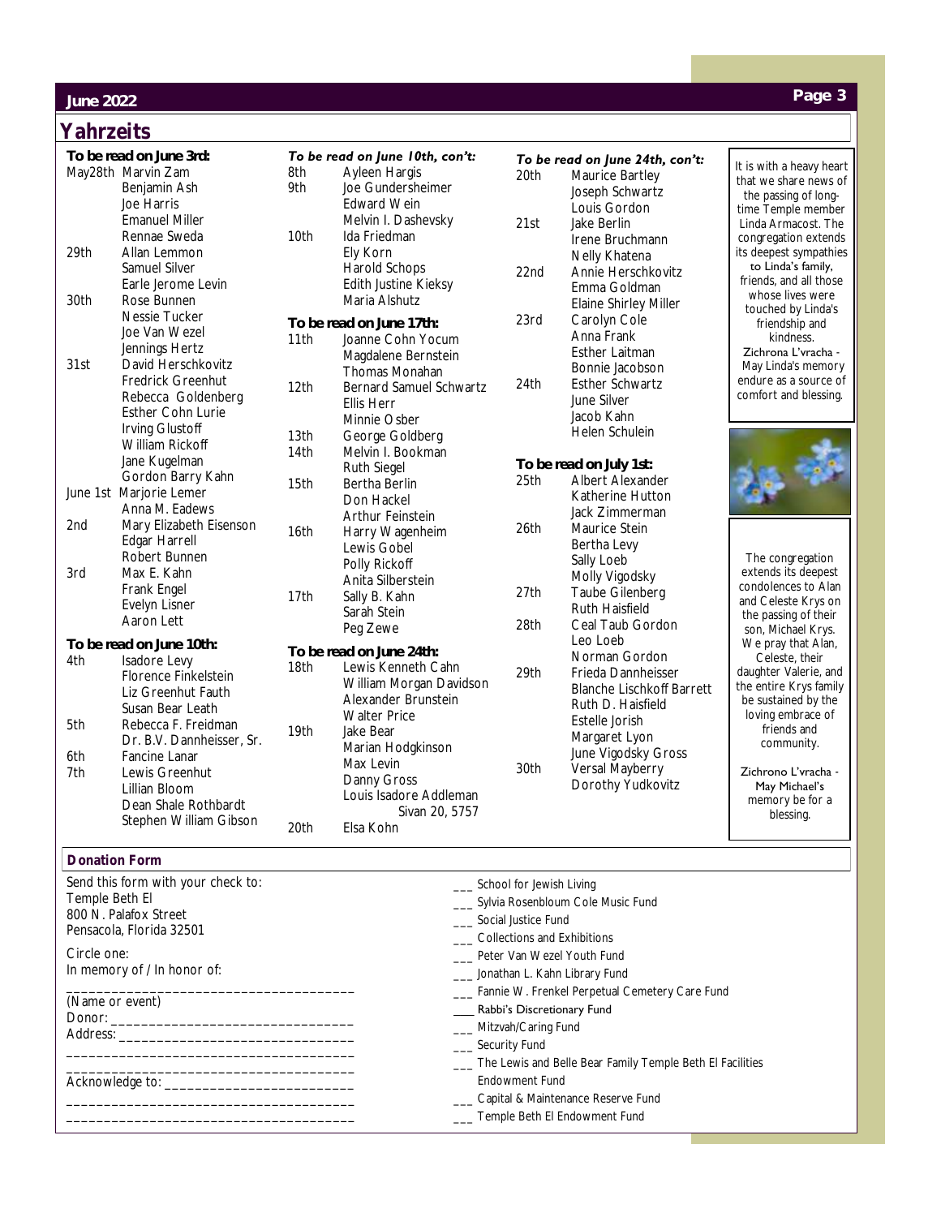# Yahrzeits

**To be read on June 3rd:**

May28th Marvin Zam
Benjamin Ash
Joe Harris
Emanuel Miller
Rennae Sweda

29th Allan Lemmon
Samuel Silver
Earle Jerome Levin

30th Rose Bunnen
Nessie Tucker
Joe Van Wezel
Jennings Hertz

31st David Herschkovitz
Fredrick Greenhut
Rebecca Goldenberg
Esther Cohn Lurie
Irving Glustoff
William Rickoff
Jane Kugelman
Gordon Barry Kahn

June 1st Marjorie Lemer
Anna M. Eadews

2nd Mary Elizabeth Eisenson
Edgar Harrell
Robert Bunnen

3rd Max E. Kahn
Frank Engel
Evelyn Lisner
Aaron Lett

**To be read on June 10th:**

4th Isadore Levy
Florence Finkelstein
Liz Greenhut Fauth
Susan Bear Leath

5th Rebecca F. Freidman
Dr. B.V. Dannheisser, Sr.

6th Fancine Lanar

7th Lewis Greenhut
Lillian Bloom
Dean Shale Rothbardt
Stephen William Gibson

***To be read on June 10th, con't:***

8th Ayleen Hargis

9th Joe Gundersheimer
Edward Wein
Melvin I. Dashevsky

10th Ida Friedman
Ely Korn
Harold Schops
Edith Justine Kieksy
Maria Alshutz

**To be read on June 17th:**

11th Joanne Cohn Yocum
Magdalene Bernstein
Thomas Monahan

12th Bernard Samuel Schwartz
Ellis Herr
Minnie Osber

13th George Goldberg

14th Melvin I. Bookman
Ruth Siegel

15th Bertha Berlin
Don Hackel
Arthur Feinstein

16th Harry Wagenheim
Lewis Gobel
Polly Rickoff
Anita Silberstein

17th Sally B. Kahn
Sarah Stein
Peg Zewe

**To be read on June 24th:**

18th Lewis Kenneth Cahn
William Morgan Davidson
Alexander Brunstein
Walter Price

19th Jake Bear
Marian Hodgkinson
Max Levin
Danny Gross
Louis Isadore Addleman
Sivan 20, 5757

20th Elsa Kohn

***To be read on June 24th, con't:***

20th Maurice Bartley
Joseph Schwartz
Louis Gordon

21st Jake Berlin
Irene Bruchmann
Nelly Khatena

22nd Annie Herschkovitz
Emma Goldman
Elaine Shirley Miller

23rd Carolyn Cole
Anna Frank
Esther Laitman
Bonnie Jacobson

24th Esther Schwartz
June Silver
Jacob Kahn
Helen Schulein

**To be read on July 1st:**

25th Albert Alexander
Katherine Hutton
Jack Zimmerman

26th Maurice Stein
Bertha Levy
Sally Loeb
Molly Vigodsky

27th Taube Gilenberg
Ruth Haisfield

28th Ceal Taub Gordon
Leo Loeb
Norman Gordon

29th Frieda Dannheisser
Blanche Lischkoff Barrett
Ruth D. Haisfield
Estelle Jorish
Margaret Lyon
June Vigodsky Gross

30th Versal Mayberry
Dorothy Yudkovitz

It is with a heavy heart that we share news of the passing of long-time Temple member Linda Armacost. The congregation extends its deepest sympathies to Linda's family, friends, and all those whose lives were touched by Linda's friendship and kindness.
Zichrona L'vracha - May Linda's memory endure as a source of comfort and blessing.

The congregation extends its deepest condolences to Alan and Celeste Krys on the passing of their son, Michael Krys. We pray that Alan, Celeste, their daughter Valerie, and the entire Krys family be sustained by the loving embrace of friends and community.

Zichrono L'vracha - May Michael's memory be for a blessing.

## Donation Form

Send this form with your check to:
Temple Beth El
800 N. Palafox Street
Pensacola, Florida 32501

Circle one:
In memory of / In honor of:

_______________________________________
(Name or event)
Donor: _________________________________
Address: _______________________________
_______________________________________
_______________________________________
Acknowledge to: _________________________
_______________________________________
_______________________________________

___ School for Jewish Living
___ Sylvia Rosenbloum Cole Music Fund
___ Social Justice Fund
___ Collections and Exhibitions
___ Peter Van Wezel Youth Fund
___ Jonathan L. Kahn Library Fund
___ Fannie W. Frenkel Perpetual Cemetery Care Fund
___ Rabbi's Discretionary Fund
___ Mitzvah/Caring Fund
___ Security Fund
___ The Lewis and Belle Bear Family Temple Beth El Facilities Endowment Fund
___ Capital & Maintenance Reserve Fund
___ Temple Beth El Endowment Fund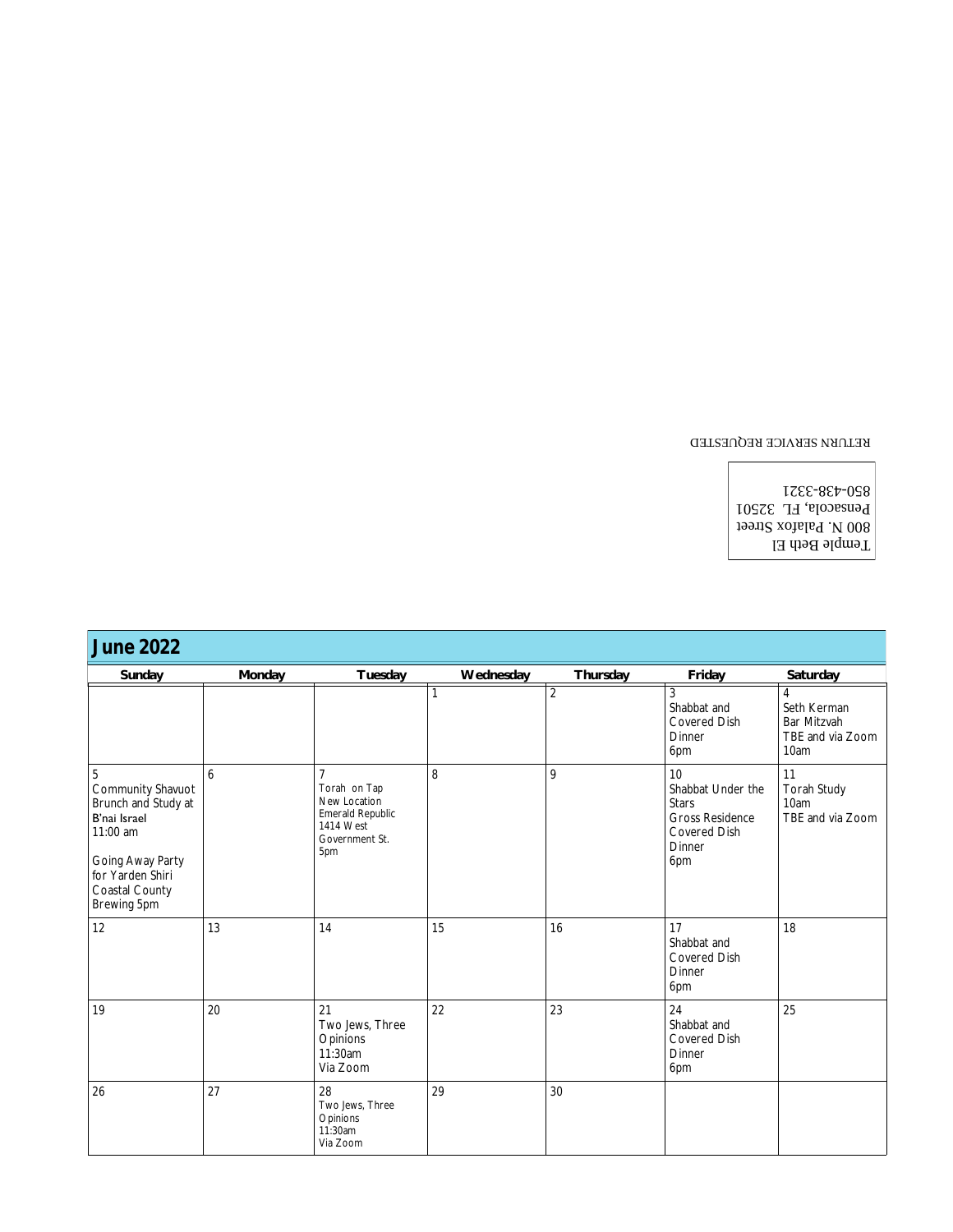RETURN SERVICE REQUESTED

Temple Beth El
800 N. Palafox Street
Pensacola, FL 32501
850-438-3321

## June 2022

| Sunday | Monday | Tuesday | Wednesday | Thursday | Friday | Saturday |
|---|---|---|---|---|---|---|
| | | | 1 | 2 | 3<br>Shabbat and Covered Dish Dinner<br>6pm | 4<br>Seth Kerman Bar Mitzvah<br>TBE and via Zoom<br>10am |
| 5<br>Community Shavuot Brunch and Study at B'nai Israel<br>11:00 am<br><br>Going Away Party for Yarden Shiri<br>Coastal County Brewing 5pm | 6 | 7<br>Torah on Tap<br>New Location<br>Emerald Republic<br>1414 West Government St.<br>5pm | 8 | 9 | 10<br>Shabbat Under the Stars<br>Gross Residence<br>Covered Dish Dinner<br>6pm | 11<br>Torah Study<br>10am<br>TBE and via Zoom |
| 12 | 13 | 14 | 15 | 16 | 17<br>Shabbat and Covered Dish Dinner<br>6pm | 18 |
| 19 | 20 | 21<br>Two Jews, Three Opinions<br>11:30am<br>Via Zoom | 22 | 23 | 24<br>Shabbat and Covered Dish Dinner<br>6pm | 25 |
| 26 | 27 | 28<br>Two Jews, Three Opinions<br>11:30am<br>Via Zoom | 29 | 30 | | |